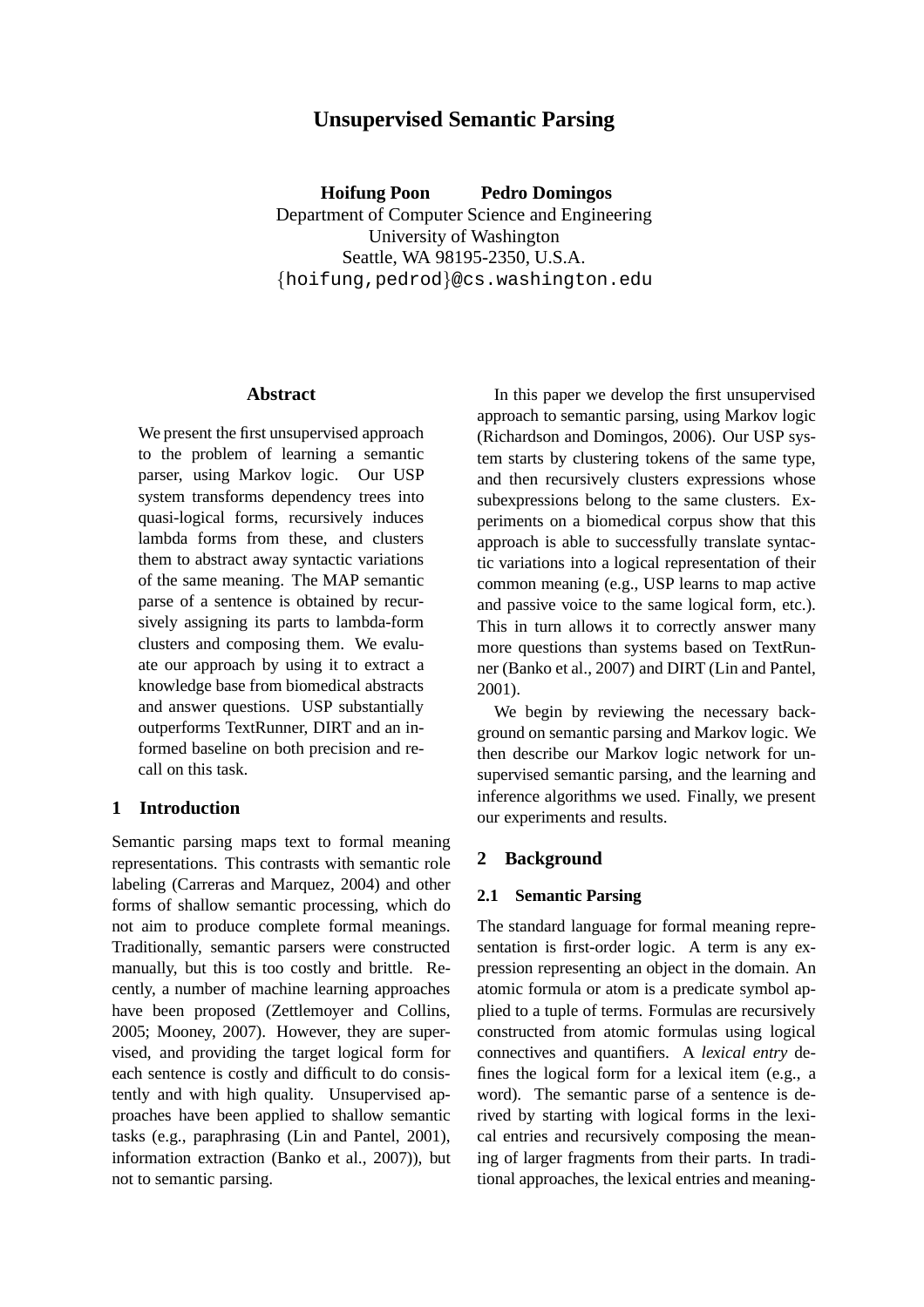# Unsupervised Semantic Parsing

**Hoifung Poon** **Pedro Domingos**
Department of Computer Science and Engineering
University of Washington
Seattle, WA 98195-2350, U.S.A.
{hoifung,pedrod}@cs.washington.edu

## Abstract

We present the first unsupervised approach to the problem of learning a semantic parser, using Markov logic. Our USP system transforms dependency trees into quasi-logical forms, recursively induces lambda forms from these, and clusters them to abstract away syntactic variations of the same meaning. The MAP semantic parse of a sentence is obtained by recursively assigning its parts to lambda-form clusters and composing them. We evaluate our approach by using it to extract a knowledge base from biomedical abstracts and answer questions. USP substantially outperforms TextRunner, DIRT and an informed baseline on both precision and recall on this task.

## 1 Introduction

Semantic parsing maps text to formal meaning representations. This contrasts with semantic role labeling (Carreras and Marquez, 2004) and other forms of shallow semantic processing, which do not aim to produce complete formal meanings. Traditionally, semantic parsers were constructed manually, but this is too costly and brittle. Recently, a number of machine learning approaches have been proposed (Zettlemoyer and Collins, 2005; Mooney, 2007). However, they are supervised, and providing the target logical form for each sentence is costly and difficult to do consistently and with high quality. Unsupervised approaches have been applied to shallow semantic tasks (e.g., paraphrasing (Lin and Pantel, 2001), information extraction (Banko et al., 2007)), but not to semantic parsing.

In this paper we develop the first unsupervised approach to semantic parsing, using Markov logic (Richardson and Domingos, 2006). Our USP system starts by clustering tokens of the same type, and then recursively clusters expressions whose subexpressions belong to the same clusters. Experiments on a biomedical corpus show that this approach is able to successfully translate syntactic variations into a logical representation of their common meaning (e.g., USP learns to map active and passive voice to the same logical form, etc.). This in turn allows it to correctly answer many more questions than systems based on TextRunner (Banko et al., 2007) and DIRT (Lin and Pantel, 2001).

We begin by reviewing the necessary background on semantic parsing and Markov logic. We then describe our Markov logic network for unsupervised semantic parsing, and the learning and inference algorithms we used. Finally, we present our experiments and results.

## 2 Background

### 2.1 Semantic Parsing

The standard language for formal meaning representation is first-order logic. A term is any expression representing an object in the domain. An atomic formula or atom is a predicate symbol applied to a tuple of terms. Formulas are recursively constructed from atomic formulas using logical connectives and quantifiers. A *lexical entry* defines the logical form for a lexical item (e.g., a word). The semantic parse of a sentence is derived by starting with logical forms in the lexical entries and recursively composing the meaning of larger fragments from their parts. In traditional approaches, the lexical entries and meaning-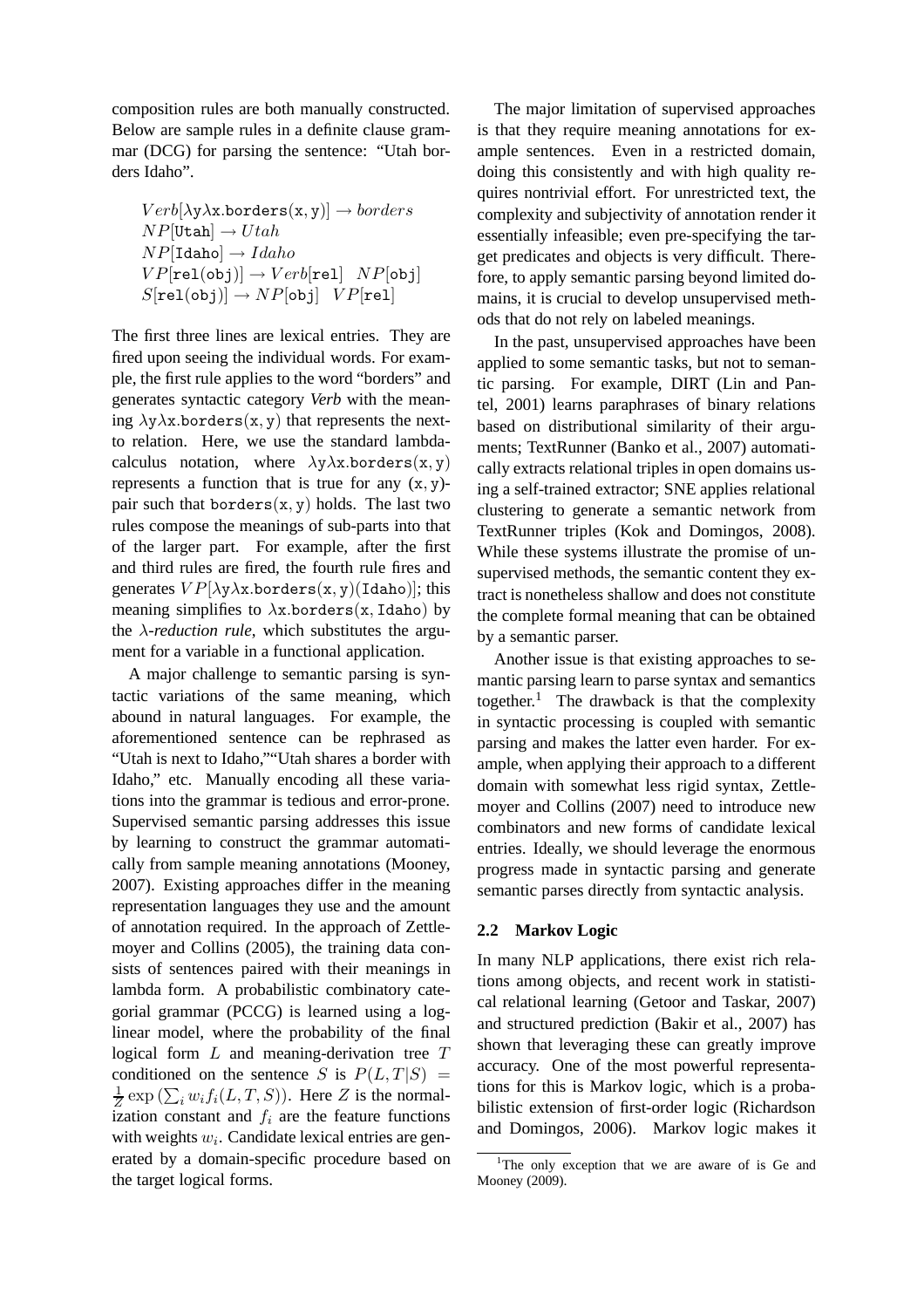composition rules are both manually constructed. Below are sample rules in a definite clause grammar (DCG) for parsing the sentence: "Utah borders Idaho".

$$Verb[\lambda y \lambda x.\mathtt{borders}(x, y)] \rightarrow borders$$
$$NP[\mathtt{Utah}] \rightarrow Utah$$
$$NP[\mathtt{Idaho}] \rightarrow Idaho$$
$$VP[\mathtt{rel}(\mathtt{obj})] \rightarrow Verb[\mathtt{rel}] \quad NP[\mathtt{obj}]$$
$$S[\mathtt{rel}(\mathtt{obj})] \rightarrow NP[\mathtt{obj}] \quad VP[\mathtt{rel}]$$

The first three lines are lexical entries. They are fired upon seeing the individual words. For example, the first rule applies to the word "borders" and generates syntactic category *Verb* with the meaning $\lambda y \lambda x.\mathtt{borders}(x, y)$ that represents the next-to relation. Here, we use the standard lambda-calculus notation, where $\lambda y \lambda x.\mathtt{borders}(x, y)$ represents a function that is true for any $(x, y)$-pair such that $\mathtt{borders}(x, y)$ holds. The last two rules compose the meanings of sub-parts into that of the larger part. For example, after the first and third rules are fired, the fourth rule fires and generates $VP[\lambda y \lambda x.\mathtt{borders}(x, y)(\mathtt{Idaho})]$; this meaning simplifies to $\lambda x.\mathtt{borders}(x, \mathtt{Idaho})$ by the *$\lambda$-reduction rule*, which substitutes the argument for a variable in a functional application.

A major challenge to semantic parsing is syntactic variations of the same meaning, which abound in natural languages. For example, the aforementioned sentence can be rephrased as "Utah is next to Idaho,""Utah shares a border with Idaho," etc. Manually encoding all these variations into the grammar is tedious and error-prone. Supervised semantic parsing addresses this issue by learning to construct the grammar automatically from sample meaning annotations (Mooney, 2007). Existing approaches differ in the meaning representation languages they use and the amount of annotation required. In the approach of Zettlemoyer and Collins (2005), the training data consists of sentences paired with their meanings in lambda form. A probabilistic combinatory categorial grammar (PCCG) is learned using a log-linear model, where the probability of the final logical form $L$ and meaning-derivation tree $T$ conditioned on the sentence $S$ is $P(L, T|S) = \frac{1}{Z}\exp\left(\sum_i w_i f_i(L, T, S)\right)$. Here $Z$ is the normalization constant and $f_i$ are the feature functions with weights $w_i$. Candidate lexical entries are generated by a domain-specific procedure based on the target logical forms.

The major limitation of supervised approaches is that they require meaning annotations for example sentences. Even in a restricted domain, doing this consistently and with high quality requires nontrivial effort. For unrestricted text, the complexity and subjectivity of annotation render it essentially infeasible; even pre-specifying the target predicates and objects is very difficult. Therefore, to apply semantic parsing beyond limited domains, it is crucial to develop unsupervised methods that do not rely on labeled meanings.

In the past, unsupervised approaches have been applied to some semantic tasks, but not to semantic parsing. For example, DIRT (Lin and Pantel, 2001) learns paraphrases of binary relations based on distributional similarity of their arguments; TextRunner (Banko et al., 2007) automatically extracts relational triples in open domains using a self-trained extractor; SNE applies relational clustering to generate a semantic network from TextRunner triples (Kok and Domingos, 2008). While these systems illustrate the promise of unsupervised methods, the semantic content they extract is nonetheless shallow and does not constitute the complete formal meaning that can be obtained by a semantic parser.

Another issue is that existing approaches to semantic parsing learn to parse syntax and semantics together.[1] The drawback is that the complexity in syntactic processing is coupled with semantic parsing and makes the latter even harder. For example, when applying their approach to a different domain with somewhat less rigid syntax, Zettlemoyer and Collins (2007) need to introduce new combinators and new forms of candidate lexical entries. Ideally, we should leverage the enormous progress made in syntactic parsing and generate semantic parses directly from syntactic analysis.

## 2.2 Markov Logic

In many NLP applications, there exist rich relations among objects, and recent work in statistical relational learning (Getoor and Taskar, 2007) and structured prediction (Bakir et al., 2007) has shown that leveraging these can greatly improve accuracy. One of the most powerful representations for this is Markov logic, which is a probabilistic extension of first-order logic (Richardson and Domingos, 2006). Markov logic makes it

[1] The only exception that we are aware of is Ge and Mooney (2009).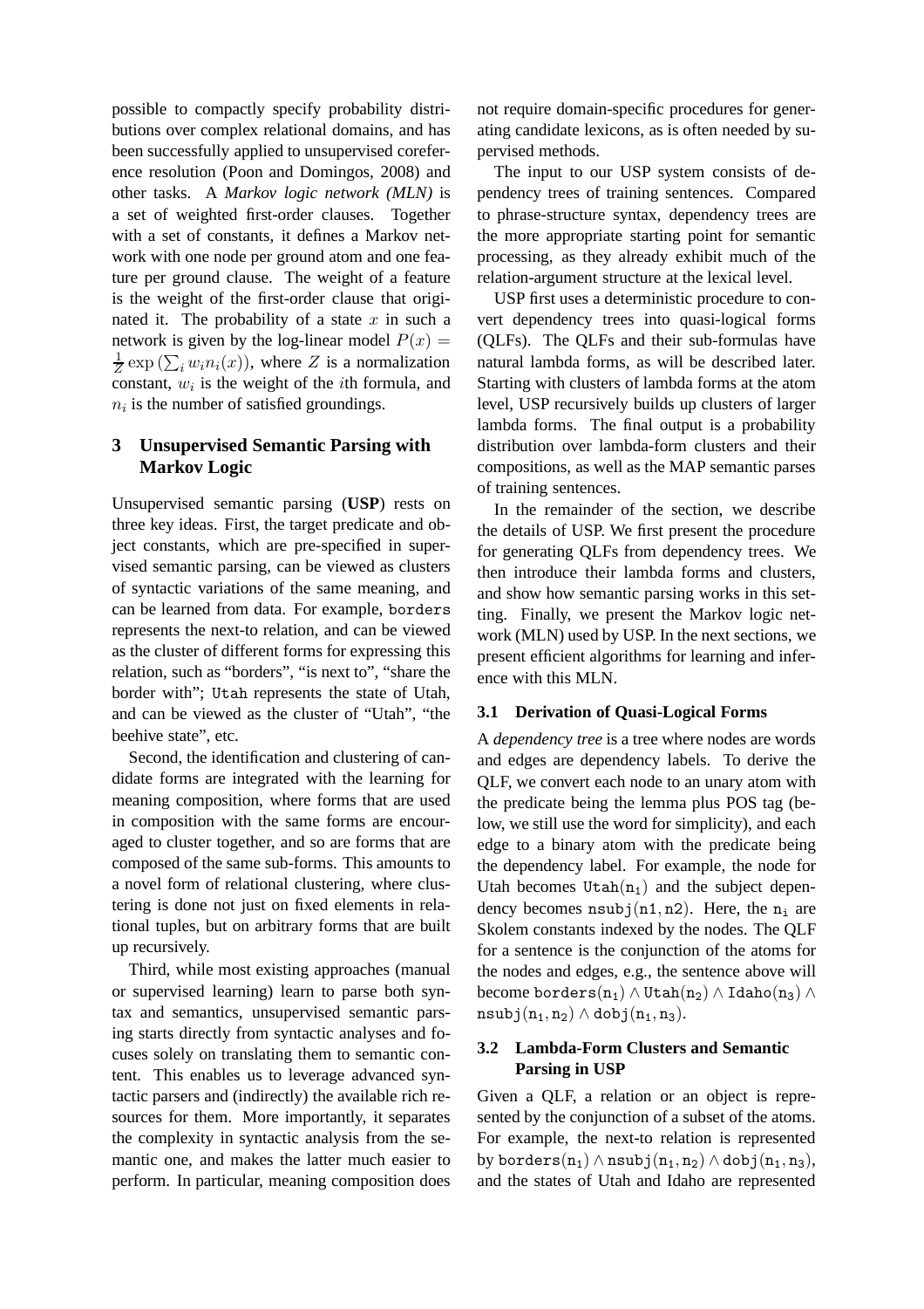possible to compactly specify probability distributions over complex relational domains, and has been successfully applied to unsupervised coreference resolution (Poon and Domingos, 2008) and other tasks. A *Markov logic network (MLN)* is a set of weighted first-order clauses. Together with a set of constants, it defines a Markov network with one node per ground atom and one feature per ground clause. The weight of a feature is the weight of the first-order clause that originated it. The probability of a state $x$ in such a network is given by the log-linear model $P(x) = \frac{1}{Z}\exp\left(\sum_i w_i n_i(x)\right)$, where $Z$ is a normalization constant, $w_i$ is the weight of the $i$th formula, and $n_i$ is the number of satisfied groundings.

## 3 Unsupervised Semantic Parsing with Markov Logic

Unsupervised semantic parsing (**USP**) rests on three key ideas. First, the target predicate and object constants, which are pre-specified in supervised semantic parsing, can be viewed as clusters of syntactic variations of the same meaning, and can be learned from data. For example, `borders` represents the next-to relation, and can be viewed as the cluster of different forms for expressing this relation, such as "borders", "is next to", "share the border with"; `Utah` represents the state of Utah, and can be viewed as the cluster of "Utah", "the beehive state", etc.

Second, the identification and clustering of candidate forms are integrated with the learning for meaning composition, where forms that are used in composition with the same forms are encouraged to cluster together, and so are forms that are composed of the same sub-forms. This amounts to a novel form of relational clustering, where clustering is done not just on fixed elements in relational tuples, but on arbitrary forms that are built up recursively.

Third, while most existing approaches (manual or supervised learning) learn to parse both syntax and semantics, unsupervised semantic parsing starts directly from syntactic analyses and focuses solely on translating them to semantic content. This enables us to leverage advanced syntactic parsers and (indirectly) the available rich resources for them. More importantly, it separates the complexity in syntactic analysis from the semantic one, and makes the latter much easier to perform. In particular, meaning composition does not require domain-specific procedures for generating candidate lexicons, as is often needed by supervised methods.

The input to our USP system consists of dependency trees of training sentences. Compared to phrase-structure syntax, dependency trees are the more appropriate starting point for semantic processing, as they already exhibit much of the relation-argument structure at the lexical level.

USP first uses a deterministic procedure to convert dependency trees into quasi-logical forms (QLFs). The QLFs and their sub-formulas have natural lambda forms, as will be described later. Starting with clusters of lambda forms at the atom level, USP recursively builds up clusters of larger lambda forms. The final output is a probability distribution over lambda-form clusters and their compositions, as well as the MAP semantic parses of training sentences.

In the remainder of the section, we describe the details of USP. We first present the procedure for generating QLFs from dependency trees. We then introduce their lambda forms and clusters, and show how semantic parsing works in this setting. Finally, we present the Markov logic network (MLN) used by USP. In the next sections, we present efficient algorithms for learning and inference with this MLN.

### 3.1 Derivation of Quasi-Logical Forms

A *dependency tree* is a tree where nodes are words and edges are dependency labels. To derive the QLF, we convert each node to an unary atom with the predicate being the lemma plus POS tag (below, we still use the word for simplicity), and each edge to a binary atom with the predicate being the dependency label. For example, the node for Utah becomes $\mathtt{Utah}(\mathtt{n}_1)$ and the subject dependency becomes $\mathtt{nsubj}(\mathtt{n1}, \mathtt{n2})$. Here, the $\mathtt{n_i}$ are Skolem constants indexed by the nodes. The QLF for a sentence is the conjunction of the atoms for the nodes and edges, e.g., the sentence above will become $\mathtt{borders}(\mathtt{n}_1) \wedge \mathtt{Utah}(\mathtt{n}_2) \wedge \mathtt{Idaho}(\mathtt{n}_3) \wedge \mathtt{nsubj}(\mathtt{n}_1, \mathtt{n}_2) \wedge \mathtt{dobj}(\mathtt{n}_1, \mathtt{n}_3)$.

### 3.2 Lambda-Form Clusters and Semantic Parsing in USP

Given a QLF, a relation or an object is represented by the conjunction of a subset of the atoms. For example, the next-to relation is represented by $\mathtt{borders}(\mathtt{n}_1) \wedge \mathtt{nsubj}(\mathtt{n}_1, \mathtt{n}_2) \wedge \mathtt{dobj}(\mathtt{n}_1, \mathtt{n}_3)$, and the states of Utah and Idaho are represented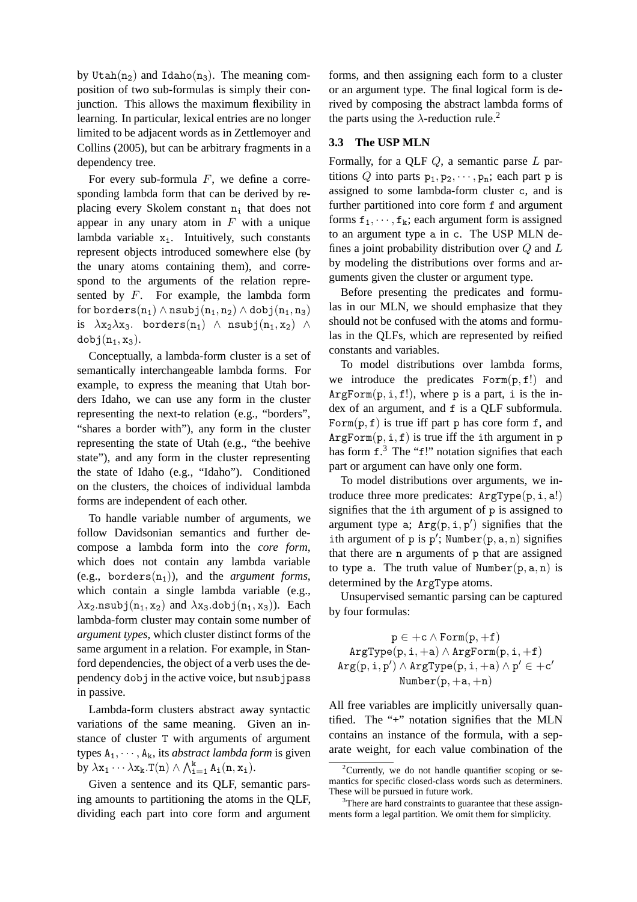by $\mathtt{Utah(n_2)}$ and $\mathtt{Idaho(n_3)}$. The meaning composition of two sub-formulas is simply their conjunction. This allows the maximum flexibility in learning. In particular, lexical entries are no longer limited to be adjacent words as in Zettlemoyer and Collins (2005), but can be arbitrary fragments in a dependency tree.

For every sub-formula $F$, we define a corresponding lambda form that can be derived by replacing every Skolem constant $\mathtt{n_i}$ that does not appear in any unary atom in $F$ with a unique lambda variable $\mathtt{x_i}$. Intuitively, such constants represent objects introduced somewhere else (by the unary atoms containing them), and correspond to the arguments of the relation represented by $F$. For example, the lambda form for $\mathtt{borders(n_1)} \wedge \mathtt{nsubj(n_1, n_2)} \wedge \mathtt{dobj(n_1, n_3)}$ is $\lambda \mathtt{x_2} \lambda \mathtt{x_3}.\ \mathtt{borders(n_1)} \wedge \mathtt{nsubj(n_1, x_2)} \wedge \mathtt{dobj(n_1, x_3)}$.

Conceptually, a lambda-form cluster is a set of semantically interchangeable lambda forms. For example, to express the meaning that Utah borders Idaho, we can use any form in the cluster representing the next-to relation (e.g., "borders", "shares a border with"), any form in the cluster representing the state of Utah (e.g., "the beehive state"), and any form in the cluster representing the state of Idaho (e.g., "Idaho"). Conditioned on the clusters, the choices of individual lambda forms are independent of each other.

To handle variable number of arguments, we follow Davidsonian semantics and further decompose a lambda form into the *core form*, which does not contain any lambda variable (e.g., $\mathtt{borders(n_1)}$), and the *argument forms*, which contain a single lambda variable (e.g., $\lambda \mathtt{x_2.nsubj(n_1, x_2)}$ and $\lambda \mathtt{x_3.dobj(n_1, x_3)}$). Each lambda-form cluster may contain some number of *argument types*, which cluster distinct forms of the same argument in a relation. For example, in Stanford dependencies, the object of a verb uses the dependency `dobj` in the active voice, but `nsubjpass` in passive.

Lambda-form clusters abstract away syntactic variations of the same meaning. Given an instance of cluster `T` with arguments of argument types $\mathtt{A_1}, \cdots, \mathtt{A_k}$, its *abstract lambda form* is given by $\lambda \mathtt{x_1} \cdots \lambda \mathtt{x_k}.\mathtt{T(n)} \wedge \bigwedge_{\mathtt{i}=1}^{\mathtt{k}} \mathtt{A_i(n, x_i)}$.

Given a sentence and its QLF, semantic parsing amounts to partitioning the atoms in the QLF, dividing each part into core form and argument forms, and then assigning each form to a cluster or an argument type. The final logical form is derived by composing the abstract lambda forms of the parts using the $\lambda$-reduction rule.[2]

### 3.3 The USP MLN

Formally, for a QLF $Q$, a semantic parse $L$ partitions $Q$ into parts $\mathtt{p_1, p_2, \cdots, p_n}$; each part `p` is assigned to some lambda-form cluster `c`, and is further partitioned into core form `f` and argument forms $\mathtt{f_1, \cdots, f_k}$; each argument form is assigned to an argument type `a` in `c`. The USP MLN defines a joint probability distribution over $Q$ and $L$ by modeling the distributions over forms and arguments given the cluster or argument type.

Before presenting the predicates and formulas in our MLN, we should emphasize that they should not be confused with the atoms and formulas in the QLFs, which are represented by reified constants and variables.

To model distributions over lambda forms, we introduce the predicates $\mathtt{Form(p, f!)}$ and $\mathtt{ArgForm(p, i, f!)}$, where `p` is a part, `i` is the index of an argument, and `f` is a QLF subformula. $\mathtt{Form(p, f)}$ is true iff part `p` has core form `f`, and $\mathtt{ArgForm(p, i, f)}$ is true iff the `i`th argument in `p` has form `f`.[3] The "`f!`" notation signifies that each part or argument can have only one form.

To model distributions over arguments, we introduce three more predicates: $\mathtt{ArgType(p, i, a!)}$ signifies that the `i`th argument of `p` is assigned to argument type `a`; $\mathtt{Arg(p, i, p')}$ signifies that the `i`th argument of `p` is $\mathtt{p'}$; $\mathtt{Number(p, a, n)}$ signifies that there are `n` arguments of `p` that are assigned to type `a`. The truth value of $\mathtt{Number(p, a, n)}$ is determined by the `ArgType` atoms.

Unsupervised semantic parsing can be captured by four formulas:

$$\mathtt{p} \in +\mathtt{c} \wedge \mathtt{Form(p, +f)}$$
$$\mathtt{ArgType(p, i, +a)} \wedge \mathtt{ArgForm(p, i, +f)}$$
$$\mathtt{Arg(p, i, p')} \wedge \mathtt{ArgType(p, i, +a)} \wedge \mathtt{p'} \in +\mathtt{c'}$$
$$\mathtt{Number(p, +a, +n)}$$

All free variables are implicitly universally quantified. The "+" notation signifies that the MLN contains an instance of the formula, with a separate weight, for each value combination of the

[2] Currently, we do not handle quantifier scoping or semantics for specific closed-class words such as determiners. These will be pursued in future work.

[3] There are hard constraints to guarantee that these assignments form a legal partition. We omit them for simplicity.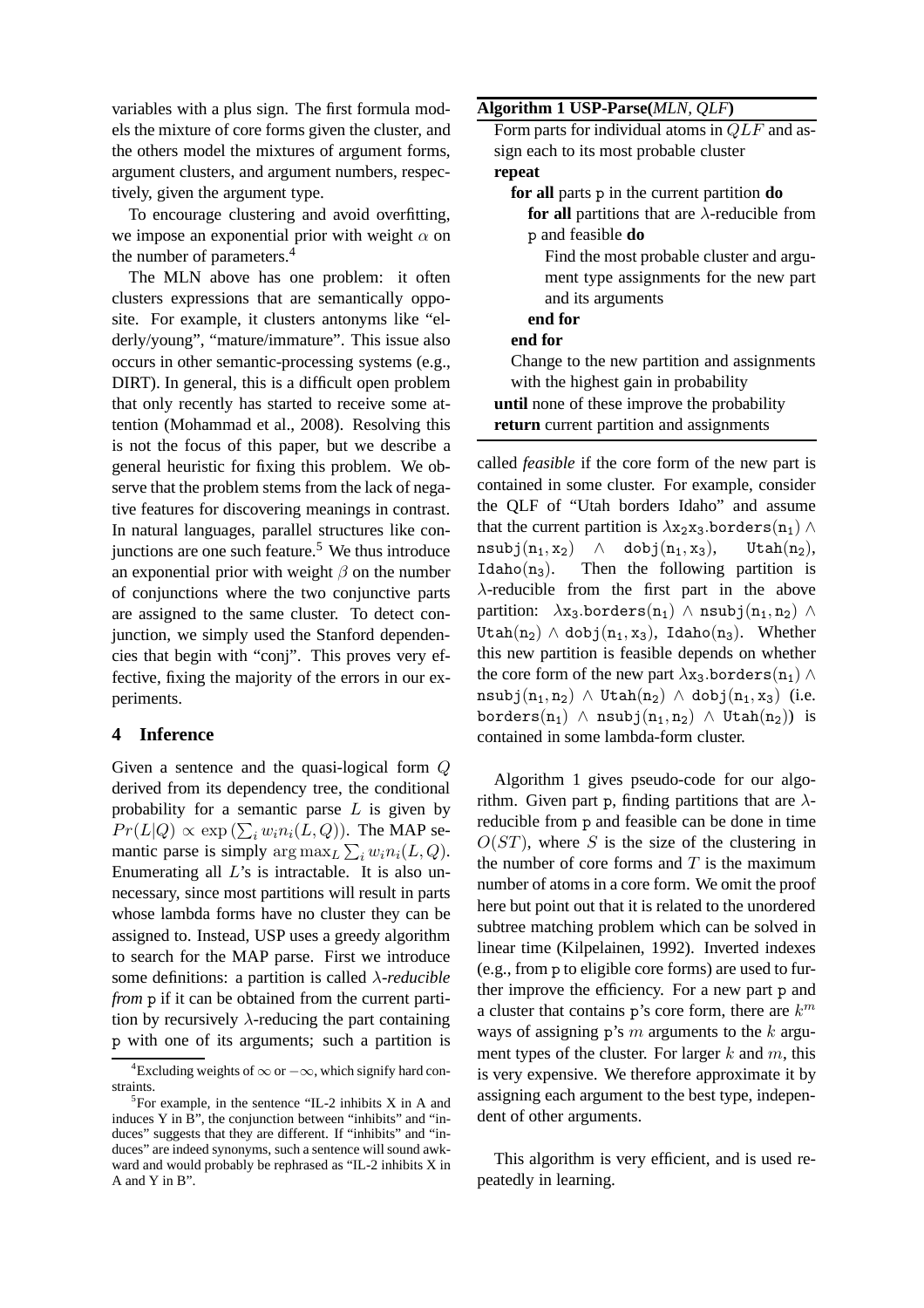variables with a plus sign. The first formula models the mixture of core forms given the cluster, and the others model the mixtures of argument forms, argument clusters, and argument numbers, respectively, given the argument type.

To encourage clustering and avoid overfitting, we impose an exponential prior with weight $\alpha$ on the number of parameters.[4]

The MLN above has one problem: it often clusters expressions that are semantically opposite. For example, it clusters antonyms like "elderly/young", "mature/immature". This issue also occurs in other semantic-processing systems (e.g., DIRT). In general, this is a difficult open problem that only recently has started to receive some attention (Mohammad et al., 2008). Resolving this is not the focus of this paper, but we describe a general heuristic for fixing this problem. We observe that the problem stems from the lack of negative features for discovering meanings in contrast. In natural languages, parallel structures like conjunctions are one such feature.[5] We thus introduce an exponential prior with weight $\beta$ on the number of conjunctions where the two conjunctive parts are assigned to the same cluster. To detect conjunction, we simply used the Stanford dependencies that begin with "conj". This proves very effective, fixing the majority of the errors in our experiments.

## 4 Inference

Given a sentence and the quasi-logical form $Q$ derived from its dependency tree, the conditional probability for a semantic parse $L$ is given by $Pr(L|Q) \propto \exp\left(\sum_i w_i n_i(L, Q)\right)$. The MAP semantic parse is simply $\arg\max_L \sum_i w_i n_i(L, Q)$. Enumerating all $L$'s is intractable. It is also unnecessary, since most partitions will result in parts whose lambda forms have no cluster they can be assigned to. Instead, USP uses a greedy algorithm to search for the MAP parse. First we introduce some definitions: a partition is called *$\lambda$-reducible from* p if it can be obtained from the current partition by recursively $\lambda$-reducing the part containing p with one of its arguments; such a partition is called *feasible* if the core form of the new part is contained in some cluster. For example, consider the QLF of "Utah borders Idaho" and assume that the current partition is $\lambda x_2 x_3.\texttt{borders}(n_1) \wedge \texttt{nsubj}(n_1, x_2) \wedge \texttt{dobj}(n_1, x_3)$, $\texttt{Utah}(n_2)$, $\texttt{Idaho}(n_3)$. Then the following partition is $\lambda$-reducible from the first part in the above partition: $\lambda x_3.\texttt{borders}(n_1) \wedge \texttt{nsubj}(n_1, n_2) \wedge \texttt{Utah}(n_2) \wedge \texttt{dobj}(n_1, x_3)$, $\texttt{Idaho}(n_3)$. Whether this new partition is feasible depends on whether the core form of the new part $\lambda x_3.\texttt{borders}(n_1) \wedge \texttt{nsubj}(n_1, n_2) \wedge \texttt{Utah}(n_2) \wedge \texttt{dobj}(n_1, x_3)$ (i.e. $\texttt{borders}(n_1) \wedge \texttt{nsubj}(n_1, n_2) \wedge \texttt{Utah}(n_2)$) is contained in some lambda-form cluster.

**Algorithm 1 USP-Parse(*MLN*, *QLF*)**

```
Form parts for individual atoms in QLF and assign each to its most probable cluster
repeat
  for all parts p in the current partition do
    for all partitions that are λ-reducible from p and feasible do
      Find the most probable cluster and argument type assignments for the new part and its arguments
    end for
  end for
  Change to the new partition and assignments with the highest gain in probability
until none of these improve the probability
return current partition and assignments
```

Algorithm 1 gives pseudo-code for our algorithm. Given part p, finding partitions that are $\lambda$-reducible from p and feasible can be done in time $O(ST)$, where $S$ is the size of the clustering in the number of core forms and $T$ is the maximum number of atoms in a core form. We omit the proof here but point out that it is related to the unordered subtree matching problem which can be solved in linear time (Kilpelainen, 1992). Inverted indexes (e.g., from p to eligible core forms) are used to further improve the efficiency. For a new part p and a cluster that contains p's core form, there are $k^m$ ways of assigning p's $m$ arguments to the $k$ argument types of the cluster. For larger $k$ and $m$, this is very expensive. We therefore approximate it by assigning each argument to the best type, independent of other arguments.

This algorithm is very efficient, and is used repeatedly in learning.

---

[4] Excluding weights of $\infty$ or $-\infty$, which signify hard constraints.

[5] For example, in the sentence "IL-2 inhibits X in A and induces Y in B", the conjunction between "inhibits" and "induces" suggests that they are different. If "inhibits" and "induces" are indeed synonyms, such a sentence will sound awkward and would probably be rephrased as "IL-2 inhibits X in A and Y in B".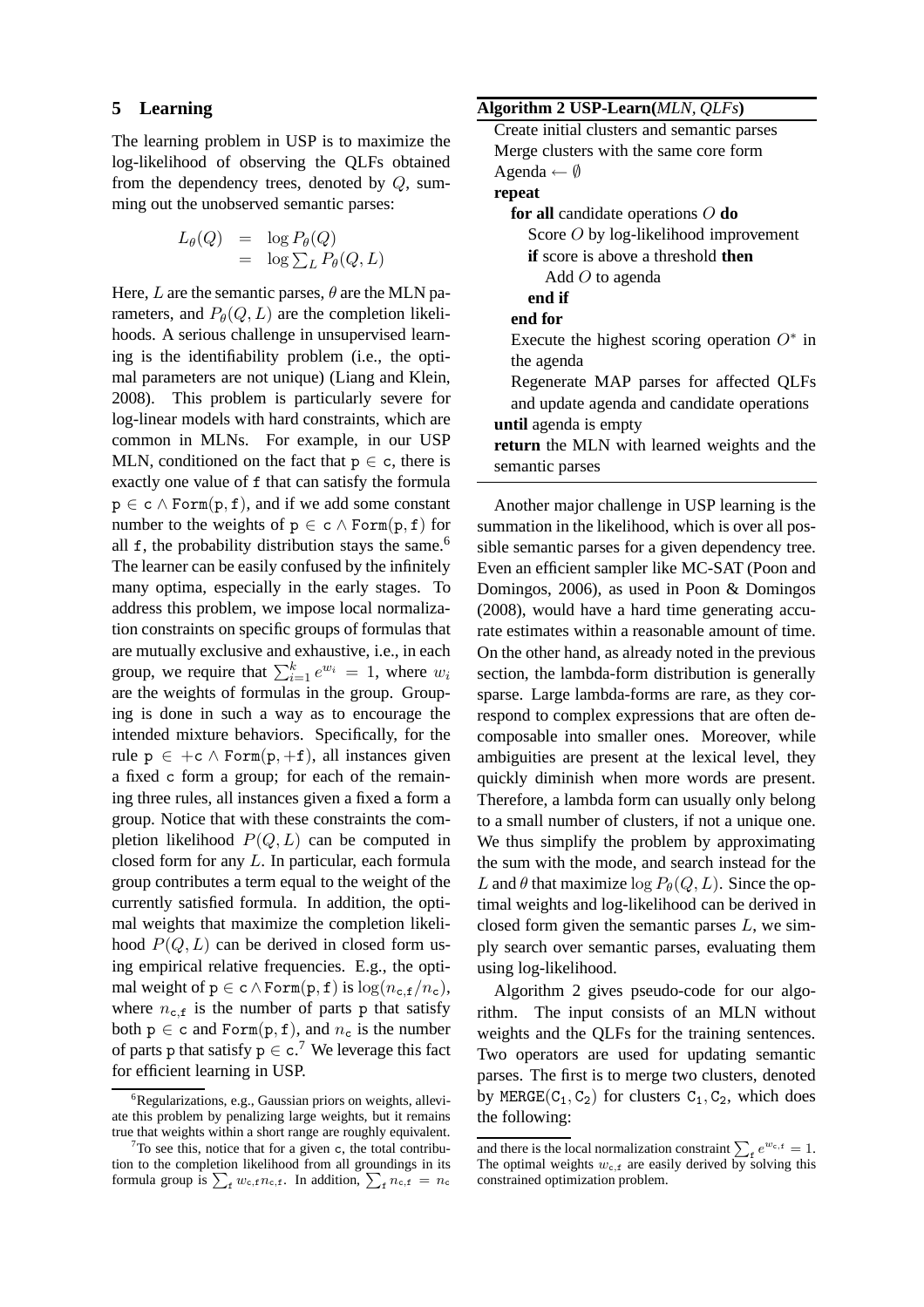## 5 Learning

The learning problem in USP is to maximize the log-likelihood of observing the QLFs obtained from the dependency trees, denoted by $Q$, summing out the unobserved semantic parses:

$$\begin{aligned} L_\theta(Q) &= \log P_\theta(Q) \\ &= \log \sum_L P_\theta(Q, L) \end{aligned}$$

Here, $L$ are the semantic parses, $\theta$ are the MLN parameters, and $P_\theta(Q, L)$ are the completion likelihoods. A serious challenge in unsupervised learning is the identifiability problem (i.e., the optimal parameters are not unique) (Liang and Klein, 2008). This problem is particularly severe for log-linear models with hard constraints, which are common in MLNs. For example, in our USP MLN, conditioned on the fact that $\mathtt{p} \in \mathtt{c}$, there is exactly one value of $\mathtt{f}$ that can satisfy the formula $\mathtt{p} \in \mathtt{c} \wedge \mathtt{Form}(\mathtt{p}, \mathtt{f})$, and if we add some constant number to the weights of $\mathtt{p} \in \mathtt{c} \wedge \mathtt{Form}(\mathtt{p}, \mathtt{f})$ for all $\mathtt{f}$, the probability distribution stays the same.[6] The learner can be easily confused by the infinitely many optima, especially in the early stages. To address this problem, we impose local normalization constraints on specific groups of formulas that are mutually exclusive and exhaustive, i.e., in each group, we require that $\sum_{i=1}^{k} e^{w_i} = 1$, where $w_i$ are the weights of formulas in the group. Grouping is done in such a way as to encourage the intended mixture behaviors. Specifically, for the rule $\mathtt{p} \in +\mathtt{c} \wedge \mathtt{Form}(\mathtt{p}, +\mathtt{f})$, all instances given a fixed $\mathtt{c}$ form a group; for each of the remaining three rules, all instances given a fixed $\mathtt{a}$ form a group. Notice that with these constraints the completion likelihood $P(Q, L)$ can be computed in closed form for any $L$. In particular, each formula group contributes a term equal to the weight of the currently satisfied formula. In addition, the optimal weights that maximize the completion likelihood $P(Q, L)$ can be derived in closed form using empirical relative frequencies. E.g., the optimal weight of $\mathtt{p} \in \mathtt{c} \wedge \mathtt{Form}(\mathtt{p}, \mathtt{f})$ is $\log(n_{\mathtt{c},\mathtt{f}}/n_{\mathtt{c}})$, where $n_{\mathtt{c},\mathtt{f}}$ is the number of parts $\mathtt{p}$ that satisfy both $\mathtt{p} \in \mathtt{c}$ and $\mathtt{Form}(\mathtt{p}, \mathtt{f})$, and $n_{\mathtt{c}}$ is the number of parts $\mathtt{p}$ that satisfy $\mathtt{p} \in \mathtt{c}$.[7] We leverage this fact for efficient learning in USP.

**Algorithm 2 USP-Learn(*MLN*, *QLFs*)**

```
Create initial clusters and semantic parses
Merge clusters with the same core form
Agenda ← ∅
repeat
  for all candidate operations O do
    Score O by log-likelihood improvement
    if score is above a threshold then
      Add O to agenda
    end if
  end for
  Execute the highest scoring operation O* in
  the agenda
  Regenerate MAP parses for affected QLFs
  and update agenda and candidate operations
until agenda is empty
return the MLN with learned weights and the
semantic parses
```

Another major challenge in USP learning is the summation in the likelihood, which is over all possible semantic parses for a given dependency tree. Even an efficient sampler like MC-SAT (Poon and Domingos, 2006), as used in Poon & Domingos (2008), would have a hard time generating accurate estimates within a reasonable amount of time. On the other hand, as already noted in the previous section, the lambda-form distribution is generally sparse. Large lambda-forms are rare, as they correspond to complex expressions that are often decomposable into smaller ones. Moreover, while ambiguities are present at the lexical level, they quickly diminish when more words are present. Therefore, a lambda form can usually only belong to a small number of clusters, if not a unique one. We thus simplify the problem by approximating the sum with the mode, and search instead for the $L$ and $\theta$ that maximize $\log P_\theta(Q, L)$. Since the optimal weights and log-likelihood can be derived in closed form given the semantic parses $L$, we simply search over semantic parses, evaluating them using log-likelihood.

Algorithm 2 gives pseudo-code for our algorithm. The input consists of an MLN without weights and the QLFs for the training sentences. Two operators are used for updating semantic parses. The first is to merge two clusters, denoted by $\mathtt{MERGE}(\mathtt{C}_1, \mathtt{C}_2)$ for clusters $\mathtt{C}_1, \mathtt{C}_2$, which does the following:

[6] Regularizations, e.g., Gaussian priors on weights, alleviate this problem by penalizing large weights, but it remains true that weights within a short range are roughly equivalent.

[7] To see this, notice that for a given $\mathtt{c}$, the total contribution to the completion likelihood from all groundings in its formula group is $\sum_{\mathtt{f}} w_{\mathtt{c},\mathtt{f}} n_{\mathtt{c},\mathtt{f}}$. In addition, $\sum_{\mathtt{f}} n_{\mathtt{c},\mathtt{f}} = n_{\mathtt{c}}$ and there is the local normalization constraint $\sum_{\mathtt{f}} e^{w_{\mathtt{c},\mathtt{f}}} = 1$. The optimal weights $w_{\mathtt{c},\mathtt{f}}$ are easily derived by solving this constrained optimization problem.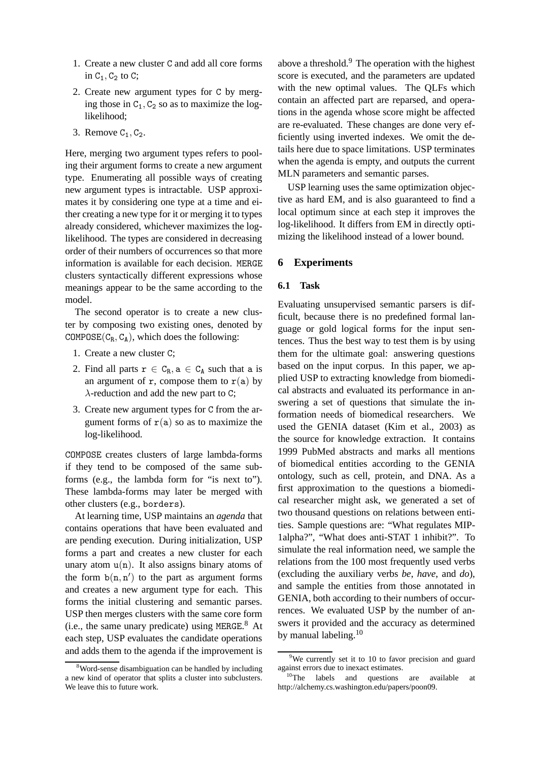1. Create a new cluster $\mathtt{C}$ and add all core forms in $\mathtt{C}_1, \mathtt{C}_2$ to $\mathtt{C}$;
2. Create new argument types for $\mathtt{C}$ by merging those in $\mathtt{C}_1, \mathtt{C}_2$ so as to maximize the log-likelihood;
3. Remove $\mathtt{C}_1, \mathtt{C}_2$.

Here, merging two argument types refers to pooling their argument forms to create a new argument type. Enumerating all possible ways of creating new argument types is intractable. USP approximates it by considering one type at a time and either creating a new type for it or merging it to types already considered, whichever maximizes the log-likelihood. The types are considered in decreasing order of their numbers of occurrences so that more information is available for each decision. MERGE clusters syntactically different expressions whose meanings appear to be the same according to the model.

The second operator is to create a new cluster by composing two existing ones, denoted by $\mathtt{COMPOSE}(\mathtt{C}_\mathtt{R}, \mathtt{C}_\mathtt{A})$, which does the following:

1. Create a new cluster $\mathtt{C}$;
2. Find all parts $\mathtt{r} \in \mathtt{C}_\mathtt{R}, \mathtt{a} \in \mathtt{C}_\mathtt{A}$ such that $\mathtt{a}$ is an argument of $\mathtt{r}$, compose them to $\mathtt{r}(\mathtt{a})$ by $\lambda$-reduction and add the new part to $\mathtt{C}$;
3. Create new argument types for $\mathtt{C}$ from the argument forms of $\mathtt{r}(\mathtt{a})$ so as to maximize the log-likelihood.

COMPOSE creates clusters of large lambda-forms if they tend to be composed of the same sub-forms (e.g., the lambda form for "is next to"). These lambda-forms may later be merged with other clusters (e.g., borders).

At learning time, USP maintains an *agenda* that contains operations that have been evaluated and are pending execution. During initialization, USP forms a part and creates a new cluster for each unary atom $\mathtt{u}(\mathtt{n})$. It also assigns binary atoms of the form $\mathtt{b}(\mathtt{n}, \mathtt{n}')$ to the part as argument forms and creates a new argument type for each. This forms the initial clustering and semantic parses. USP then merges clusters with the same core form (i.e., the same unary predicate) using MERGE.[8] At each step, USP evaluates the candidate operations and adds them to the agenda if the improvement is above a threshold.[9] The operation with the highest score is executed, and the parameters are updated with the new optimal values. The QLFs which contain an affected part are reparsed, and operations in the agenda whose score might be affected are re-evaluated. These changes are done very efficiently using inverted indexes. We omit the details here due to space limitations. USP terminates when the agenda is empty, and outputs the current MLN parameters and semantic parses.

USP learning uses the same optimization objective as hard EM, and is also guaranteed to find a local optimum since at each step it improves the log-likelihood. It differs from EM in directly optimizing the likelihood instead of a lower bound.

## 6 Experiments

### 6.1 Task

Evaluating unsupervised semantic parsers is difficult, because there is no predefined formal language or gold logical forms for the input sentences. Thus the best way to test them is by using them for the ultimate goal: answering questions based on the input corpus. In this paper, we applied USP to extracting knowledge from biomedical abstracts and evaluated its performance in answering a set of questions that simulate the information needs of biomedical researchers. We used the GENIA dataset (Kim et al., 2003) as the source for knowledge extraction. It contains 1999 PubMed abstracts and marks all mentions of biomedical entities according to the GENIA ontology, such as cell, protein, and DNA. As a first approximation to the questions a biomedical researcher might ask, we generated a set of two thousand questions on relations between entities. Sample questions are: "What regulates MIP-1alpha?", "What does anti-STAT 1 inhibit?". To simulate the real information need, we sample the relations from the 100 most frequently used verbs (excluding the auxiliary verbs *be*, *have*, and *do*), and sample the entities from those annotated in GENIA, both according to their numbers of occurrences. We evaluated USP by the number of answers it provided and the accuracy as determined by manual labeling.[10]

---

[8] Word-sense disambiguation can be handled by including a new kind of operator that splits a cluster into subclusters. We leave this to future work.

[9] We currently set it to 10 to favor precision and guard against errors due to inexact estimates.

[10] The labels and questions are available at http://alchemy.cs.washington.edu/papers/poon09.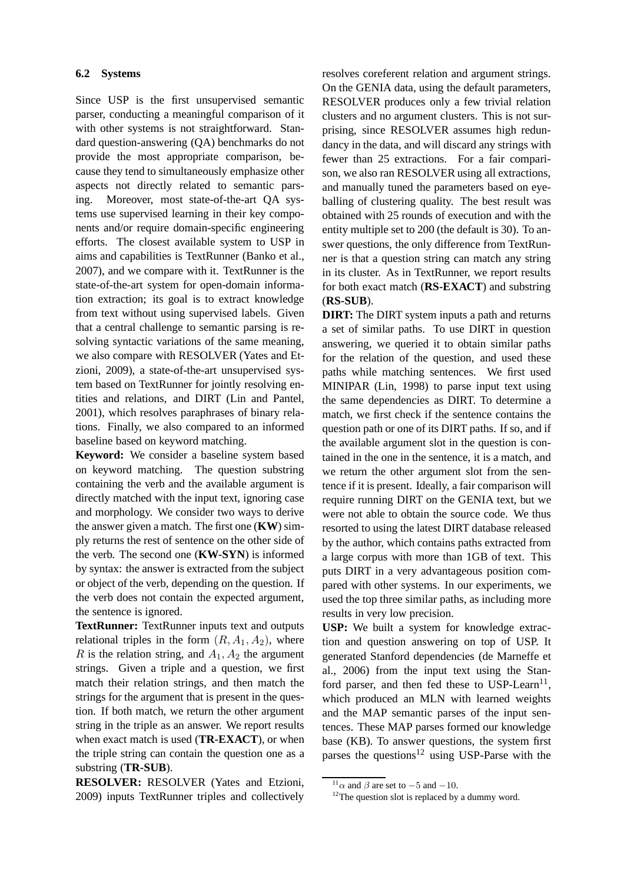### 6.2 Systems

Since USP is the first unsupervised semantic parser, conducting a meaningful comparison of it with other systems is not straightforward. Standard question-answering (QA) benchmarks do not provide the most appropriate comparison, because they tend to simultaneously emphasize other aspects not directly related to semantic parsing. Moreover, most state-of-the-art QA systems use supervised learning in their key components and/or require domain-specific engineering efforts. The closest available system to USP in aims and capabilities is TextRunner (Banko et al., 2007), and we compare with it. TextRunner is the state-of-the-art system for open-domain information extraction; its goal is to extract knowledge from text without using supervised labels. Given that a central challenge to semantic parsing is resolving syntactic variations of the same meaning, we also compare with RESOLVER (Yates and Etzioni, 2009), a state-of-the-art unsupervised system based on TextRunner for jointly resolving entities and relations, and DIRT (Lin and Pantel, 2001), which resolves paraphrases of binary relations. Finally, we also compared to an informed baseline based on keyword matching.

**Keyword:** We consider a baseline system based on keyword matching. The question substring containing the verb and the available argument is directly matched with the input text, ignoring case and morphology. We consider two ways to derive the answer given a match. The first one (**KW**) simply returns the rest of sentence on the other side of the verb. The second one (**KW-SYN**) is informed by syntax: the answer is extracted from the subject or object of the verb, depending on the question. If the verb does not contain the expected argument, the sentence is ignored.

**TextRunner:** TextRunner inputs text and outputs relational triples in the form $(R, A_1, A_2)$, where $R$ is the relation string, and $A_1, A_2$ the argument strings. Given a triple and a question, we first match their relation strings, and then match the strings for the argument that is present in the question. If both match, we return the other argument string in the triple as an answer. We report results when exact match is used (**TR-EXACT**), or when the triple string can contain the question one as a substring (**TR-SUB**).

**RESOLVER:** RESOLVER (Yates and Etzioni, 2009) inputs TextRunner triples and collectively resolves coreferent relation and argument strings. On the GENIA data, using the default parameters, RESOLVER produces only a few trivial relation clusters and no argument clusters. This is not surprising, since RESOLVER assumes high redundancy in the data, and will discard any strings with fewer than 25 extractions. For a fair comparison, we also ran RESOLVER using all extractions, and manually tuned the parameters based on eyeballing of clustering quality. The best result was obtained with 25 rounds of execution and with the entity multiple set to 200 (the default is 30). To answer questions, the only difference from TextRunner is that a question string can match any string in its cluster. As in TextRunner, we report results for both exact match (**RS-EXACT**) and substring (**RS-SUB**).

**DIRT:** The DIRT system inputs a path and returns a set of similar paths. To use DIRT in question answering, we queried it to obtain similar paths for the relation of the question, and used these paths while matching sentences. We first used MINIPAR (Lin, 1998) to parse input text using the same dependencies as DIRT. To determine a match, we first check if the sentence contains the question path or one of its DIRT paths. If so, and if the available argument slot in the question is contained in the one in the sentence, it is a match, and we return the other argument slot from the sentence if it is present. Ideally, a fair comparison will require running DIRT on the GENIA text, but we were not able to obtain the source code. We thus resorted to using the latest DIRT database released by the author, which contains paths extracted from a large corpus with more than 1GB of text. This puts DIRT in a very advantageous position compared with other systems. In our experiments, we used the top three similar paths, as including more results in very low precision.

**USP:** We built a system for knowledge extraction and question answering on top of USP. It generated Stanford dependencies (de Marneffe et al., 2006) from the input text using the Stanford parser, and then fed these to USP-Learn[11], which produced an MLN with learned weights and the MAP semantic parses of the input sentences. These MAP parses formed our knowledge base (KB). To answer questions, the system first parses the questions[12] using USP-Parse with the

[11] $\alpha$ and $\beta$ are set to $-5$ and $-10$.

[12] The question slot is replaced by a dummy word.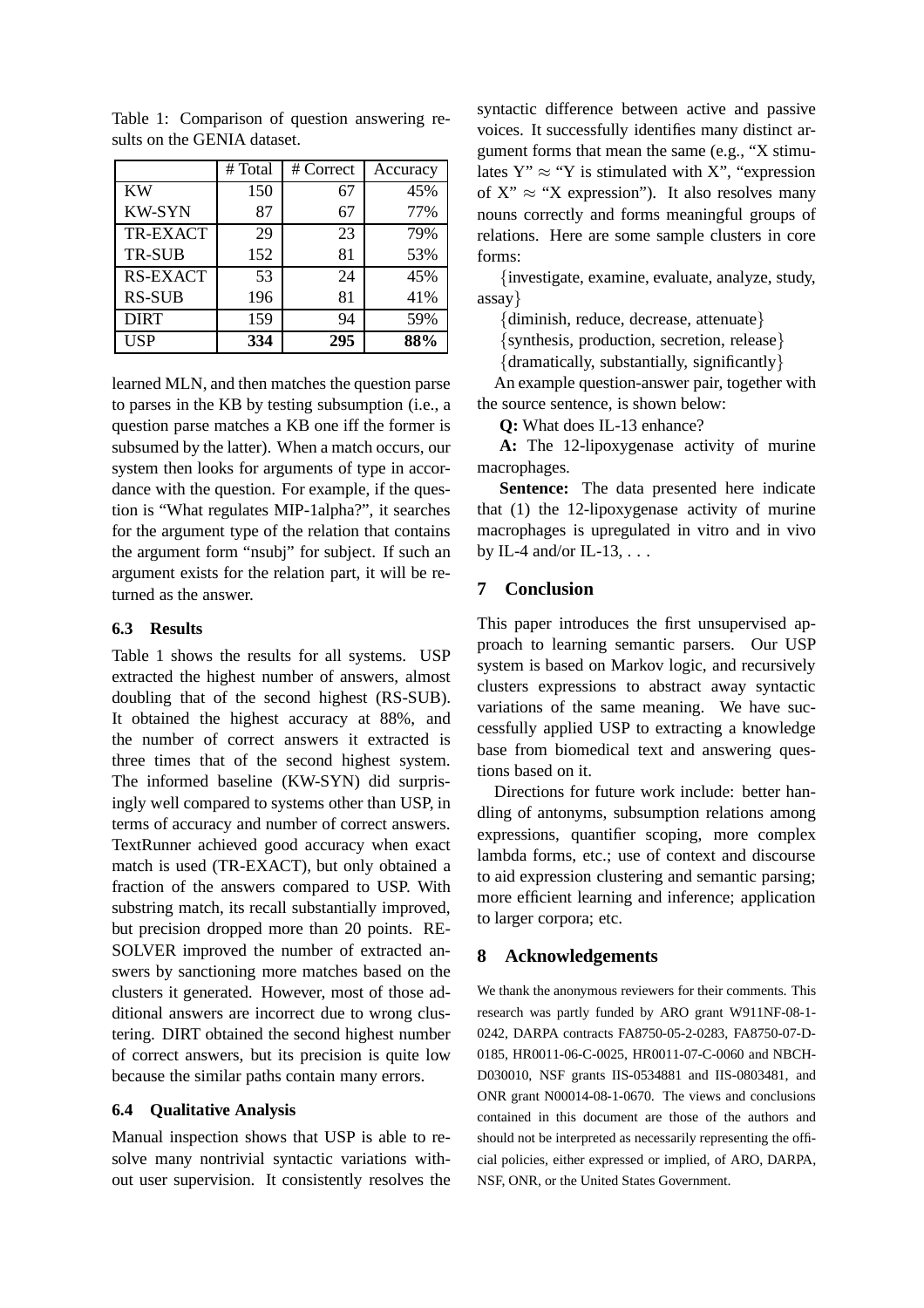Table 1: Comparison of question answering results on the GENIA dataset.

| | # Total | # Correct | Accuracy |
|---|---|---|---|
| KW | 150 | 67 | 45% |
| KW-SYN | 87 | 67 | 77% |
| TR-EXACT | 29 | 23 | 79% |
| TR-SUB | 152 | 81 | 53% |
| RS-EXACT | 53 | 24 | 45% |
| RS-SUB | 196 | 81 | 41% |
| DIRT | 159 | 94 | 59% |
| USP | **334** | **295** | **88%** |

learned MLN, and then matches the question parse to parses in the KB by testing subsumption (i.e., a question parse matches a KB one iff the former is subsumed by the latter). When a match occurs, our system then looks for arguments of type in accordance with the question. For example, if the question is "What regulates MIP-1alpha?", it searches for the argument type of the relation that contains the argument form "nsubj" for subject. If such an argument exists for the relation part, it will be returned as the answer.

### 6.3 Results

Table 1 shows the results for all systems. USP extracted the highest number of answers, almost doubling that of the second highest (RS-SUB). It obtained the highest accuracy at 88%, and the number of correct answers it extracted is three times that of the second highest system. The informed baseline (KW-SYN) did surprisingly well compared to systems other than USP, in terms of accuracy and number of correct answers. TextRunner achieved good accuracy when exact match is used (TR-EXACT), but only obtained a fraction of the answers compared to USP. With substring match, its recall substantially improved, but precision dropped more than 20 points. RESOLVER improved the number of extracted answers by sanctioning more matches based on the clusters it generated. However, most of those additional answers are incorrect due to wrong clustering. DIRT obtained the second highest number of correct answers, but its precision is quite low because the similar paths contain many errors.

### 6.4 Qualitative Analysis

Manual inspection shows that USP is able to resolve many nontrivial syntactic variations without user supervision. It consistently resolves the syntactic difference between active and passive voices. It successfully identifies many distinct argument forms that mean the same (e.g., "X stimulates Y" $\approx$ "Y is stimulated with X", "expression of X" $\approx$ "X expression"). It also resolves many nouns correctly and forms meaningful groups of relations. Here are some sample clusters in core forms:

{investigate, examine, evaluate, analyze, study, assay}

{diminish, reduce, decrease, attenuate}

{synthesis, production, secretion, release}

{dramatically, substantially, significantly}

An example question-answer pair, together with the source sentence, is shown below:

**Q:** What does IL-13 enhance?

**A:** The 12-lipoxygenase activity of murine macrophages.

**Sentence:** The data presented here indicate that (1) the 12-lipoxygenase activity of murine macrophages is upregulated in vitro and in vivo by IL-4 and/or IL-13, . . .

## 7 Conclusion

This paper introduces the first unsupervised approach to learning semantic parsers. Our USP system is based on Markov logic, and recursively clusters expressions to abstract away syntactic variations of the same meaning. We have successfully applied USP to extracting a knowledge base from biomedical text and answering questions based on it.

Directions for future work include: better handling of antonyms, subsumption relations among expressions, quantifier scoping, more complex lambda forms, etc.; use of context and discourse to aid expression clustering and semantic parsing; more efficient learning and inference; application to larger corpora; etc.

## 8 Acknowledgements

We thank the anonymous reviewers for their comments. This research was partly funded by ARO grant W911NF-08-1-0242, DARPA contracts FA8750-05-2-0283, FA8750-07-D-0185, HR0011-06-C-0025, HR0011-07-C-0060 and NBCH-D030010, NSF grants IIS-0534881 and IIS-0803481, and ONR grant N00014-08-1-0670. The views and conclusions contained in this document are those of the authors and should not be interpreted as necessarily representing the official policies, either expressed or implied, of ARO, DARPA, NSF, ONR, or the United States Government.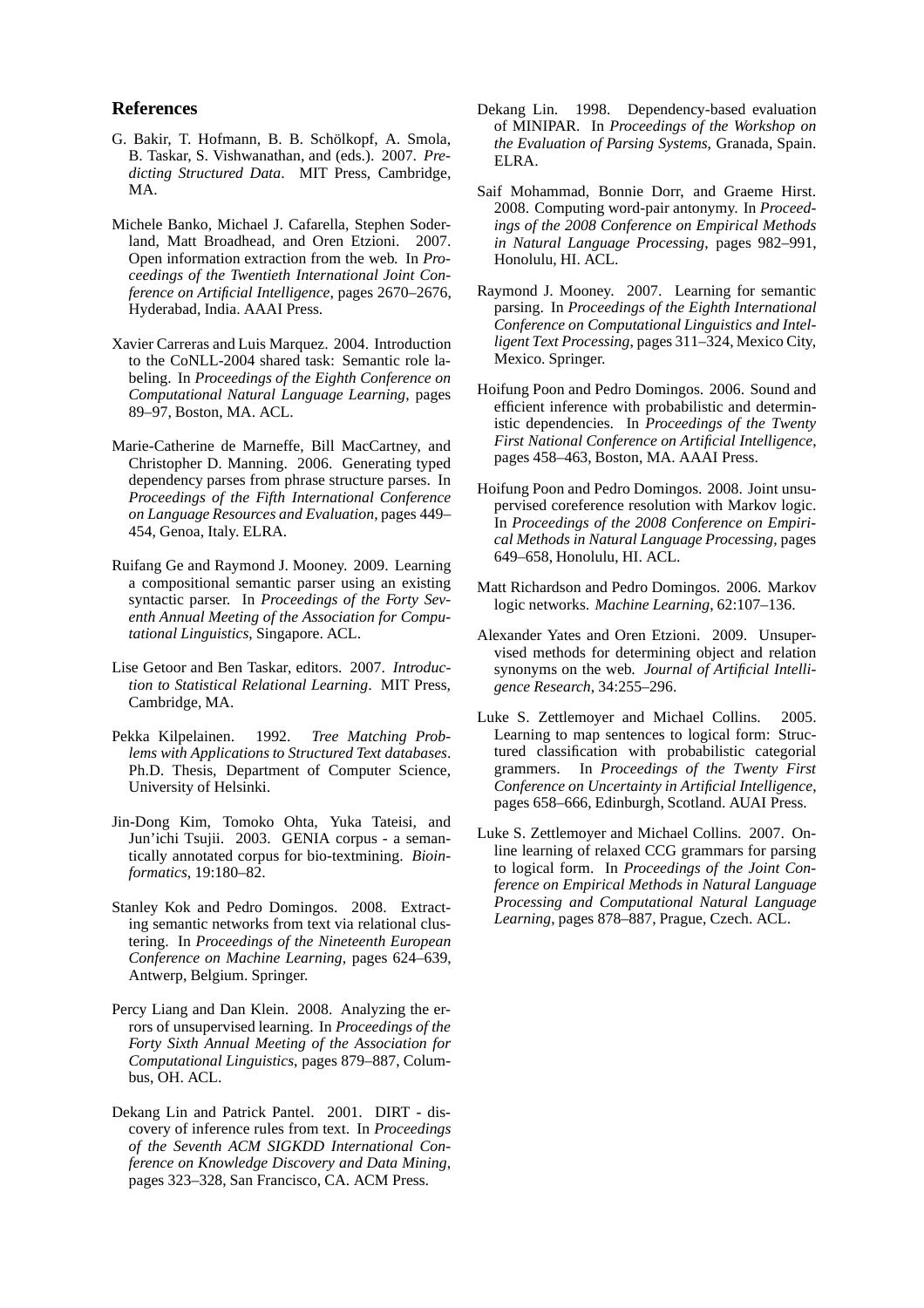## References

G. Bakir, T. Hofmann, B. B. Schölkopf, A. Smola, B. Taskar, S. Vishwanathan, and (eds.). 2007. *Predicting Structured Data*. MIT Press, Cambridge, MA.

Michele Banko, Michael J. Cafarella, Stephen Soderland, Matt Broadhead, and Oren Etzioni. 2007. Open information extraction from the web. In *Proceedings of the Twentieth International Joint Conference on Artificial Intelligence*, pages 2670–2676, Hyderabad, India. AAAI Press.

Xavier Carreras and Luis Marquez. 2004. Introduction to the CoNLL-2004 shared task: Semantic role labeling. In *Proceedings of the Eighth Conference on Computational Natural Language Learning*, pages 89–97, Boston, MA. ACL.

Marie-Catherine de Marneffe, Bill MacCartney, and Christopher D. Manning. 2006. Generating typed dependency parses from phrase structure parses. In *Proceedings of the Fifth International Conference on Language Resources and Evaluation*, pages 449–454, Genoa, Italy. ELRA.

Ruifang Ge and Raymond J. Mooney. 2009. Learning a compositional semantic parser using an existing syntactic parser. In *Proceedings of the Forty Seventh Annual Meeting of the Association for Computational Linguistics*, Singapore. ACL.

Lise Getoor and Ben Taskar, editors. 2007. *Introduction to Statistical Relational Learning*. MIT Press, Cambridge, MA.

Pekka Kilpelainen. 1992. *Tree Matching Problems with Applications to Structured Text databases*. Ph.D. Thesis, Department of Computer Science, University of Helsinki.

Jin-Dong Kim, Tomoko Ohta, Yuka Tateisi, and Jun'ichi Tsujii. 2003. GENIA corpus - a semantically annotated corpus for bio-textmining. *Bioinformatics*, 19:180–82.

Stanley Kok and Pedro Domingos. 2008. Extracting semantic networks from text via relational clustering. In *Proceedings of the Nineteenth European Conference on Machine Learning*, pages 624–639, Antwerp, Belgium. Springer.

Percy Liang and Dan Klein. 2008. Analyzing the errors of unsupervised learning. In *Proceedings of the Forty Sixth Annual Meeting of the Association for Computational Linguistics*, pages 879–887, Columbus, OH. ACL.

Dekang Lin and Patrick Pantel. 2001. DIRT - discovery of inference rules from text. In *Proceedings of the Seventh ACM SIGKDD International Conference on Knowledge Discovery and Data Mining*, pages 323–328, San Francisco, CA. ACM Press.

Dekang Lin. 1998. Dependency-based evaluation of MINIPAR. In *Proceedings of the Workshop on the Evaluation of Parsing Systems*, Granada, Spain. ELRA.

Saif Mohammad, Bonnie Dorr, and Graeme Hirst. 2008. Computing word-pair antonymy. In *Proceedings of the 2008 Conference on Empirical Methods in Natural Language Processing*, pages 982–991, Honolulu, HI. ACL.

Raymond J. Mooney. 2007. Learning for semantic parsing. In *Proceedings of the Eighth International Conference on Computational Linguistics and Intelligent Text Processing*, pages 311–324, Mexico City, Mexico. Springer.

Hoifung Poon and Pedro Domingos. 2006. Sound and efficient inference with probabilistic and deterministic dependencies. In *Proceedings of the Twenty First National Conference on Artificial Intelligence*, pages 458–463, Boston, MA. AAAI Press.

Hoifung Poon and Pedro Domingos. 2008. Joint unsupervised coreference resolution with Markov logic. In *Proceedings of the 2008 Conference on Empirical Methods in Natural Language Processing*, pages 649–658, Honolulu, HI. ACL.

Matt Richardson and Pedro Domingos. 2006. Markov logic networks. *Machine Learning*, 62:107–136.

Alexander Yates and Oren Etzioni. 2009. Unsupervised methods for determining object and relation synonyms on the web. *Journal of Artificial Intelligence Research*, 34:255–296.

Luke S. Zettlemoyer and Michael Collins. 2005. Learning to map sentences to logical form: Structured classification with probabilistic categorial grammers. In *Proceedings of the Twenty First Conference on Uncertainty in Artificial Intelligence*, pages 658–666, Edinburgh, Scotland. AUAI Press.

Luke S. Zettlemoyer and Michael Collins. 2007. Online learning of relaxed CCG grammars for parsing to logical form. In *Proceedings of the Joint Conference on Empirical Methods in Natural Language Processing and Computational Natural Language Learning*, pages 878–887, Prague, Czech. ACL.